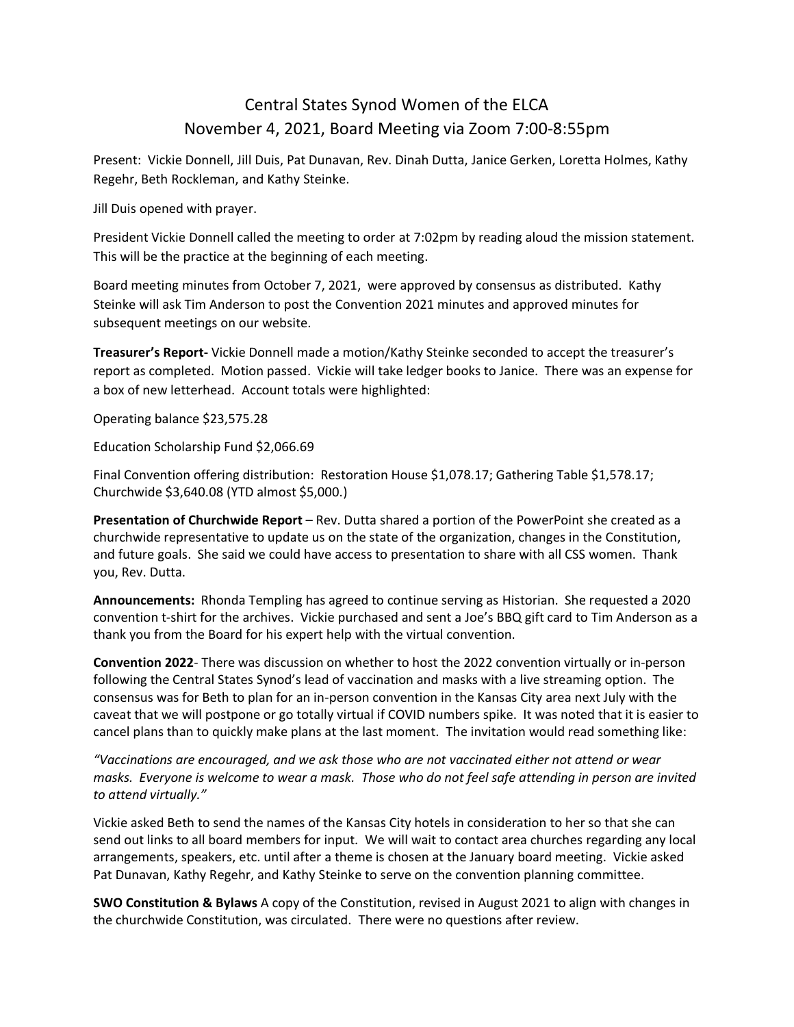# Central States Synod Women of the ELCA
## November 4, 2021, Board Meeting via Zoom 7:00-8:55pm

Present: Vickie Donnell, Jill Duis, Pat Dunavan, Rev. Dinah Dutta, Janice Gerken, Loretta Holmes, Kathy Regehr, Beth Rockleman, and Kathy Steinke.

Jill Duis opened with prayer.

President Vickie Donnell called the meeting to order at 7:02pm by reading aloud the mission statement. This will be the practice at the beginning of each meeting.

Board meeting minutes from October 7, 2021, were approved by consensus as distributed. Kathy Steinke will ask Tim Anderson to post the Convention 2021 minutes and approved minutes for subsequent meetings on our website.

**Treasurer's Report-** Vickie Donnell made a motion/Kathy Steinke seconded to accept the treasurer's report as completed. Motion passed. Vickie will take ledger books to Janice. There was an expense for a box of new letterhead. Account totals were highlighted:

Operating balance $23,575.28

Education Scholarship Fund $2,066.69

Final Convention offering distribution: Restoration House $1,078.17; Gathering Table $1,578.17; Churchwide $3,640.08 (YTD almost $5,000.)

**Presentation of Churchwide Report** – Rev. Dutta shared a portion of the PowerPoint she created as a churchwide representative to update us on the state of the organization, changes in the Constitution, and future goals. She said we could have access to presentation to share with all CSS women. Thank you, Rev. Dutta.

**Announcements:** Rhonda Templing has agreed to continue serving as Historian. She requested a 2020 convention t-shirt for the archives. Vickie purchased and sent a Joe's BBQ gift card to Tim Anderson as a thank you from the Board for his expert help with the virtual convention.

**Convention 2022**- There was discussion on whether to host the 2022 convention virtually or in-person following the Central States Synod's lead of vaccination and masks with a live streaming option. The consensus was for Beth to plan for an in-person convention in the Kansas City area next July with the caveat that we will postpone or go totally virtual if COVID numbers spike. It was noted that it is easier to cancel plans than to quickly make plans at the last moment. The invitation would read something like:

*"Vaccinations are encouraged, and we ask those who are not vaccinated either not attend or wear masks. Everyone is welcome to wear a mask. Those who do not feel safe attending in person are invited to attend virtually."*

Vickie asked Beth to send the names of the Kansas City hotels in consideration to her so that she can send out links to all board members for input. We will wait to contact area churches regarding any local arrangements, speakers, etc. until after a theme is chosen at the January board meeting. Vickie asked Pat Dunavan, Kathy Regehr, and Kathy Steinke to serve on the convention planning committee.

**SWO Constitution & Bylaws** A copy of the Constitution, revised in August 2021 to align with changes in the churchwide Constitution, was circulated. There were no questions after review.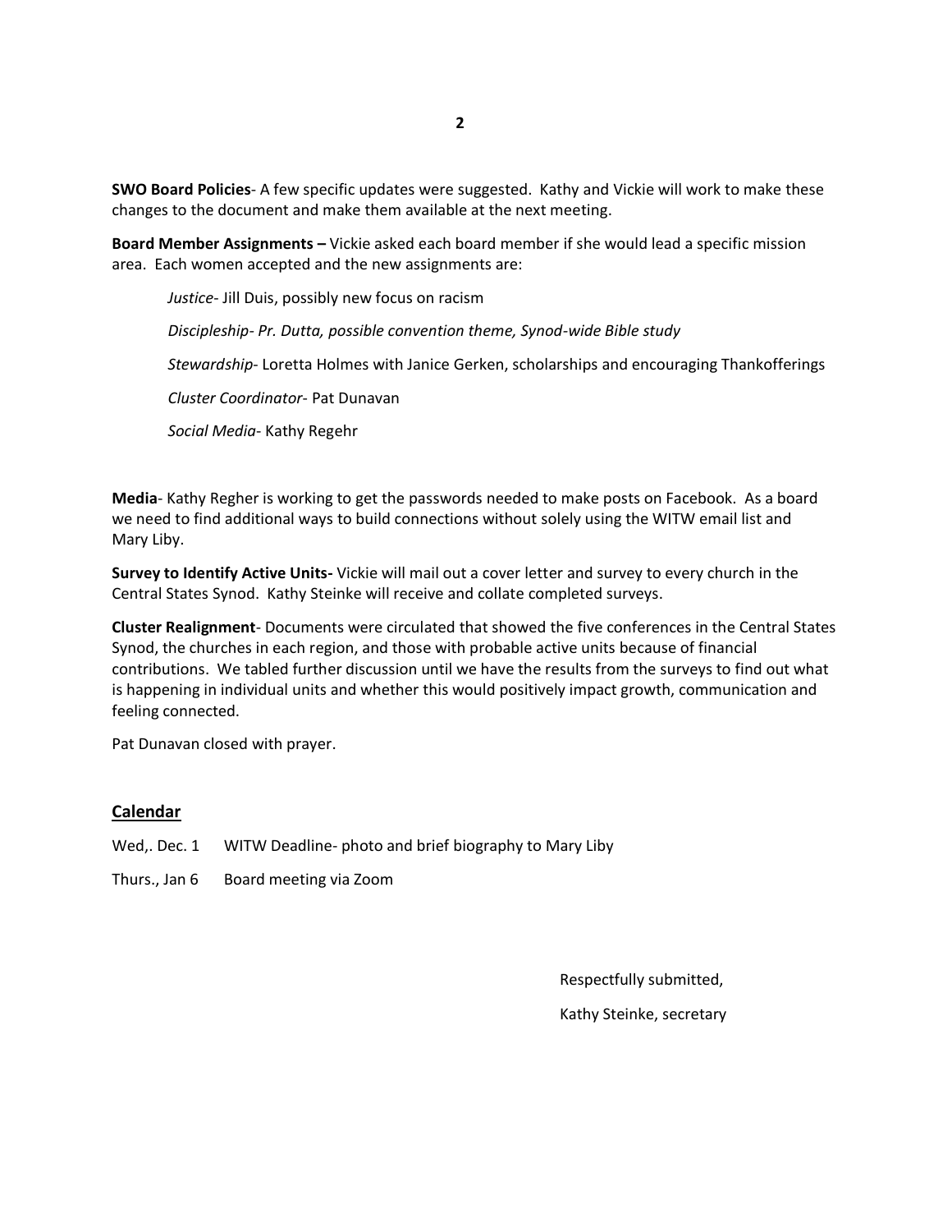**SWO Board Policies**- A few specific updates were suggested. Kathy and Vickie will work to make these changes to the document and make them available at the next meeting.

**Board Member Assignments –** Vickie asked each board member if she would lead a specific mission area. Each women accepted and the new assignments are:

> *Justice*- Jill Duis, possibly new focus on racism
>
> *Discipleship- Pr. Dutta, possible convention theme, Synod-wide Bible study*
>
> *Stewardship*- Loretta Holmes with Janice Gerken, scholarships and encouraging Thankofferings
>
> *Cluster Coordinator*- Pat Dunavan
>
> *Social Media*- Kathy Regehr

**Media**- Kathy Regher is working to get the passwords needed to make posts on Facebook. As a board we need to find additional ways to build connections without solely using the WITW email list and Mary Liby.

**Survey to Identify Active Units-** Vickie will mail out a cover letter and survey to every church in the Central States Synod. Kathy Steinke will receive and collate completed surveys.

**Cluster Realignment**- Documents were circulated that showed the five conferences in the Central States Synod, the churches in each region, and those with probable active units because of financial contributions. We tabled further discussion until we have the results from the surveys to find out what is happening in individual units and whether this would positively impact growth, communication and feeling connected.

Pat Dunavan closed with prayer.

## Calendar

Wed,. Dec. 1 WITW Deadline- photo and brief biography to Mary Liby

Thurs., Jan 6 Board meeting via Zoom

Respectfully submitted,

Kathy Steinke, secretary